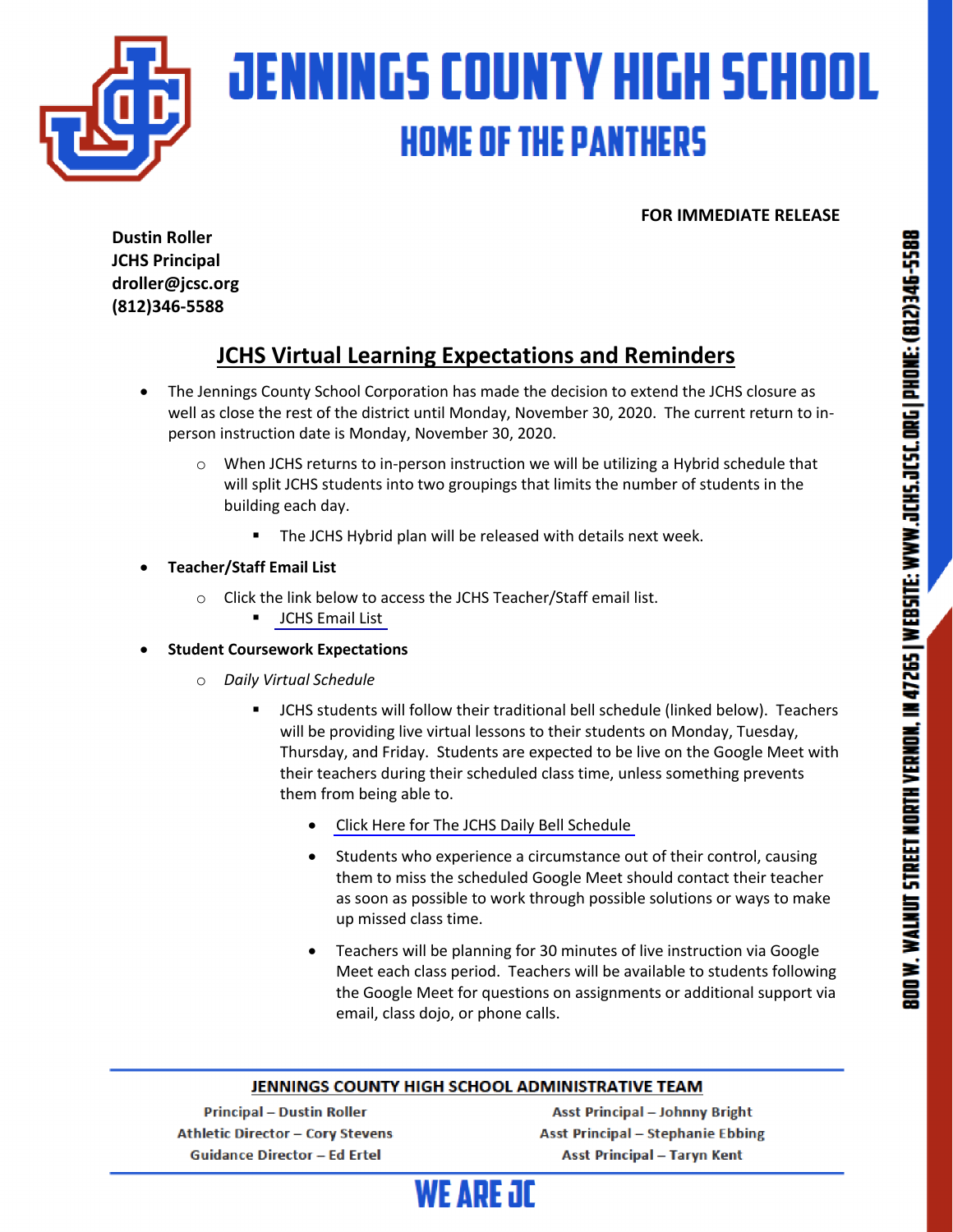# JENNINGS COUNTY HIGH SCHOOL

## HOME OF THE PANTHERS

**FOR IMMEDIATE RELEASE**

**Dustin Roller**
**JCHS Principal**
**droller@jcsc.org**
**(812)346-5588**

## JCHS Virtual Learning Expectations and Reminders

- The Jennings County School Corporation has made the decision to extend the JCHS closure as well as close the rest of the district until Monday, November 30, 2020. The current return to in-person instruction date is Monday, November 30, 2020.
  - When JCHS returns to in-person instruction we will be utilizing a Hybrid schedule that will split JCHS students into two groupings that limits the number of students in the building each day.
    - The JCHS Hybrid plan will be released with details next week.
- **Teacher/Staff Email List**
  - Click the link below to access the JCHS Teacher/Staff email list.
    - JCHS Email List
- **Student Coursework Expectations**
  - *Daily Virtual Schedule*
    - JCHS students will follow their traditional bell schedule (linked below). Teachers will be providing live virtual lessons to their students on Monday, Tuesday, Thursday, and Friday. Students are expected to be live on the Google Meet with their teachers during their scheduled class time, unless something prevents them from being able to.
      - Click Here for The JCHS Daily Bell Schedule
      - Students who experience a circumstance out of their control, causing them to miss the scheduled Google Meet should contact their teacher as soon as possible to work through possible solutions or ways to make up missed class time.
      - Teachers will be planning for 30 minutes of live instruction via Google Meet each class period. Teachers will be available to students following the Google Meet for questions on assignments or additional support via email, class dojo, or phone calls.

**JENNINGS COUNTY HIGH SCHOOL ADMINISTRATIVE TEAM**

Principal – Dustin Roller
Athletic Director – Cory Stevens
Guidance Director – Ed Ertel
Asst Principal – Johnny Bright
Asst Principal – Stephanie Ebbing
Asst Principal – Taryn Kent

WE ARE JC

800 W. WALNUT STREET NORTH VERNON, IN 47265 | WEBSITE: WWW.JCHS.JCSC.ORG | PHONE: (812)346-5588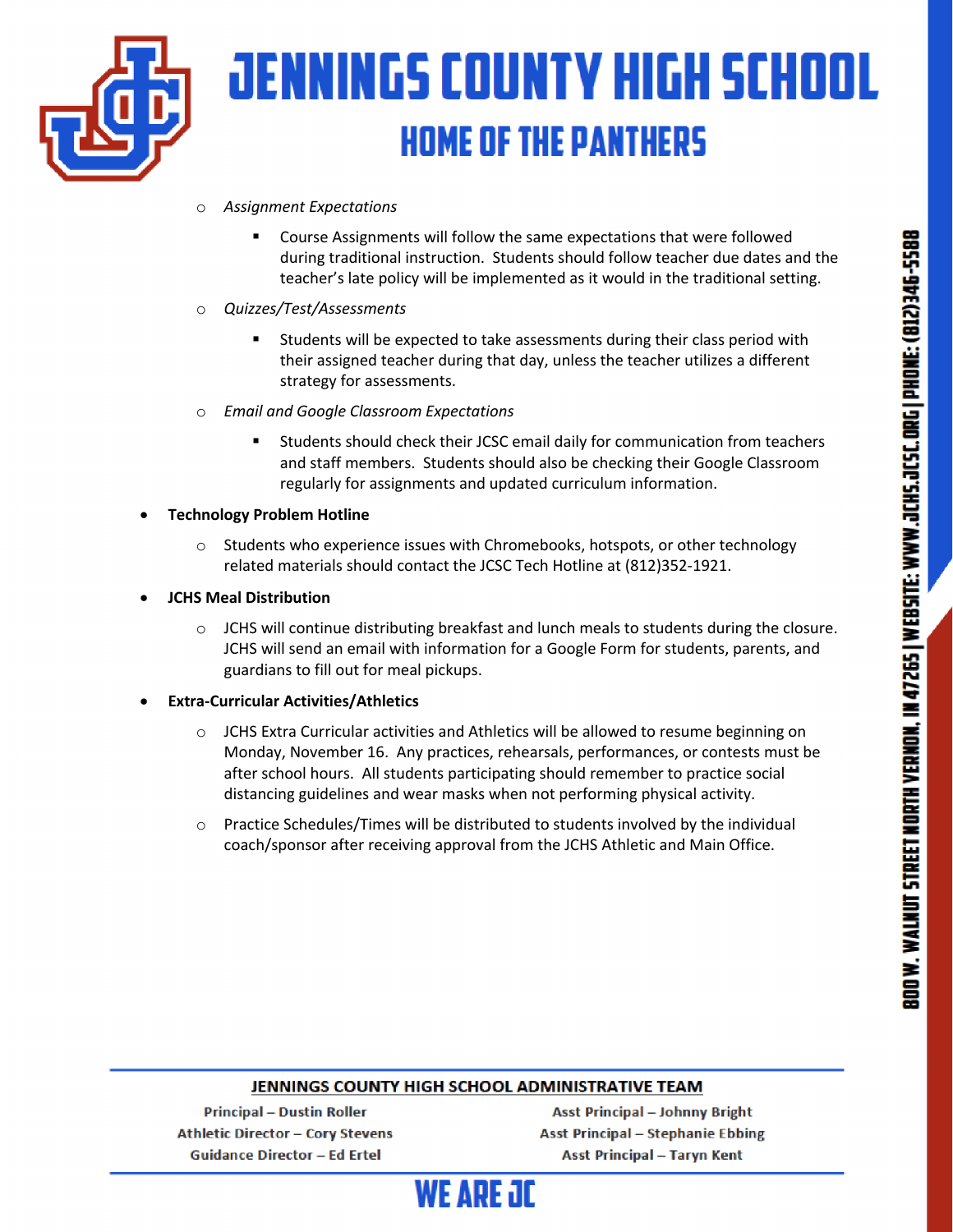- *Assignment Expectations*
  - Course Assignments will follow the same expectations that were followed during traditional instruction. Students should follow teacher due dates and the teacher's late policy will be implemented as it would in the traditional setting.
- *Quizzes/Test/Assessments*
  - Students will be expected to take assessments during their class period with their assigned teacher during that day, unless the teacher utilizes a different strategy for assessments.
- *Email and Google Classroom Expectations*
  - Students should check their JCSC email daily for communication from teachers and staff members. Students should also be checking their Google Classroom regularly for assignments and updated curriculum information.

- **Technology Problem Hotline**
  - Students who experience issues with Chromebooks, hotspots, or other technology related materials should contact the JCSC Tech Hotline at (812)352-1921.
- **JCHS Meal Distribution**
  - JCHS will continue distributing breakfast and lunch meals to students during the closure. JCHS will send an email with information for a Google Form for students, parents, and guardians to fill out for meal pickups.
- **Extra-Curricular Activities/Athletics**
  - JCHS Extra Curricular activities and Athletics will be allowed to resume beginning on Monday, November 16. Any practices, rehearsals, performances, or contests must be after school hours. All students participating should remember to practice social distancing guidelines and wear masks when not performing physical activity.
  - Practice Schedules/Times will be distributed to students involved by the individual coach/sponsor after receiving approval from the JCHS Athletic and Main Office.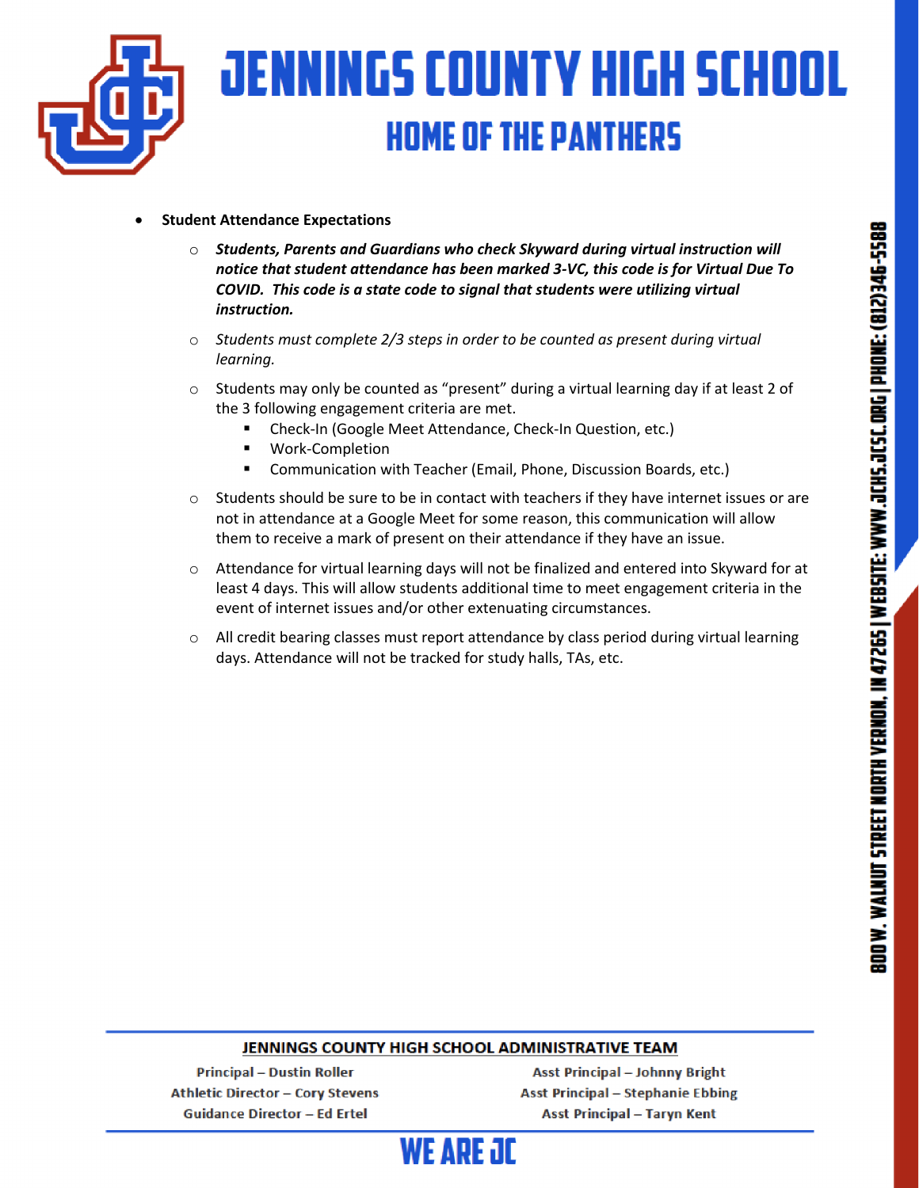- **Student Attendance Expectations**
  - ***Students, Parents and Guardians who check Skyward during virtual instruction will notice that student attendance has been marked 3-VC, this code is for Virtual Due To COVID. This code is a state code to signal that students were utilizing virtual instruction.***
  - *Students must complete 2/3 steps in order to be counted as present during virtual learning.*
  - Students may only be counted as "present" during a virtual learning day if at least 2 of the 3 following engagement criteria are met.
    - Check-In (Google Meet Attendance, Check-In Question, etc.)
    - Work-Completion
    - Communication with Teacher (Email, Phone, Discussion Boards, etc.)
  - Students should be sure to be in contact with teachers if they have internet issues or are not in attendance at a Google Meet for some reason, this communication will allow them to receive a mark of present on their attendance if they have an issue.
  - Attendance for virtual learning days will not be finalized and entered into Skyward for at least 4 days. This will allow students additional time to meet engagement criteria in the event of internet issues and/or other extenuating circumstances.
  - All credit bearing classes must report attendance by class period during virtual learning days. Attendance will not be tracked for study halls, TAs, etc.